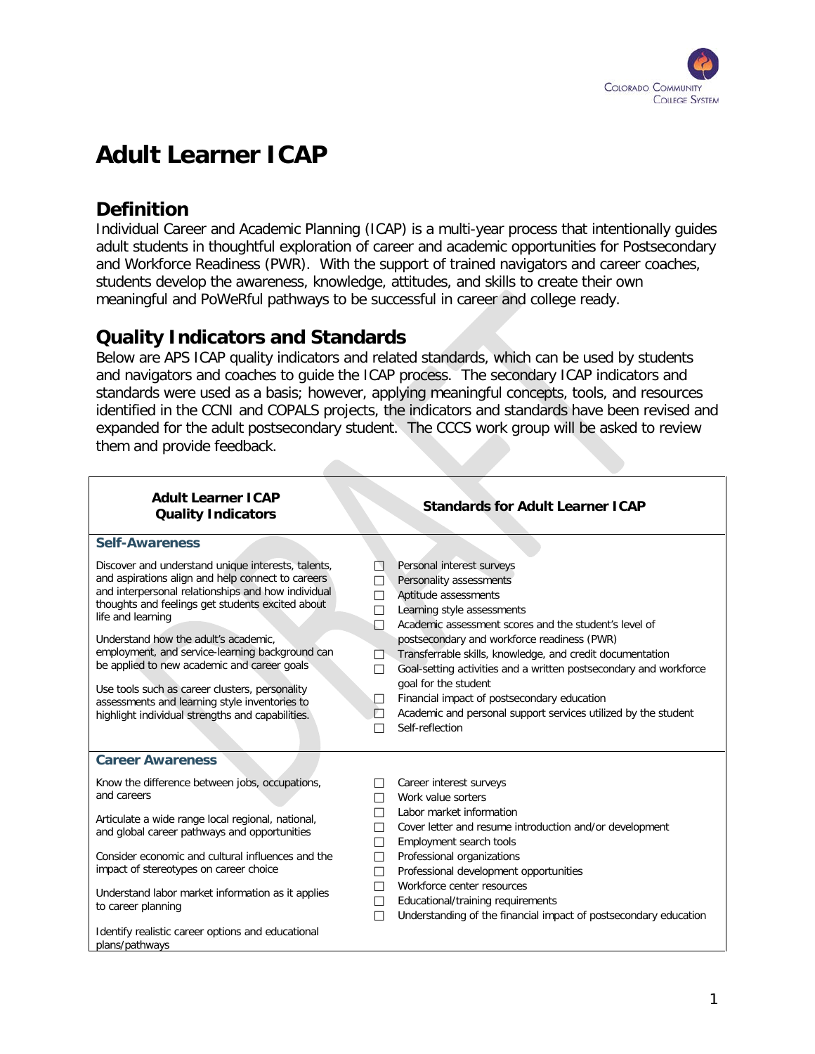# Adult Learner ICAP

## Definition

Individual Career and Academic Planning (ICAP) is a multi-year process that intentionally guides adult students in thoughtful exploration of career and academic opportunities for Postsecondary and Workforce Readiness (PWR). With the support of trained navigators and career coaches, students develop the awareness, knowledge, attitudes, and skills to create their own meaningful and PoWeRful pathways to be successful in career and college ready.

## Quality Indicators and Standards

Below are APS ICAP quality indicators and related standards, which can be used by students and navigators and coaches to guide the ICAP process. The secondary ICAP indicators and standards were used as a basis; however, applying meaningful concepts, tools, and resources identified in the CCNI and COPALS projects, the indicators and standards have been revised and expanded for the adult postsecondary student. The CCCS work group will be asked to review them and provide feedback.

| Adult Learner ICAP Quality Indicators | Standards for Adult Learner ICAP |
|---|---|
| **Self-Awareness** | |
| Discover and understand unique interests, talents, and aspirations align and help connect to careers and interpersonal relationships and how individual thoughts and feelings get students excited about life and learning<br><br>Understand how the adult's academic, employment, and service-learning background can be applied to new academic and career goals<br><br>Use tools such as career clusters, personality assessments and learning style inventories to highlight individual strengths and capabilities. | ☐ Personal interest surveys<br>☐ Personality assessments<br>☐ Aptitude assessments<br>☐ Learning style assessments<br>☐ Academic assessment scores and the student's level of postsecondary and workforce readiness (PWR)<br>☐ Transferrable skills, knowledge, and credit documentation<br>☐ Goal-setting activities and a written postsecondary and workforce goal for the student<br>☐ Financial impact of postsecondary education<br>☐ Academic and personal support services utilized by the student<br>☐ Self-reflection |
| **Career Awareness** | |
| Know the difference between jobs, occupations, and careers<br><br>Articulate a wide range local regional, national, and global career pathways and opportunities<br><br>Consider economic and cultural influences and the impact of stereotypes on career choice<br><br>Understand labor market information as it applies to career planning<br><br>Identify realistic career options and educational plans/pathways | ☐ Career interest surveys<br>☐ Work value sorters<br>☐ Labor market information<br>☐ Cover letter and resume introduction and/or development<br>☐ Employment search tools<br>☐ Professional organizations<br>☐ Professional development opportunities<br>☐ Workforce center resources<br>☐ Educational/training requirements<br>☐ Understanding of the financial impact of postsecondary education |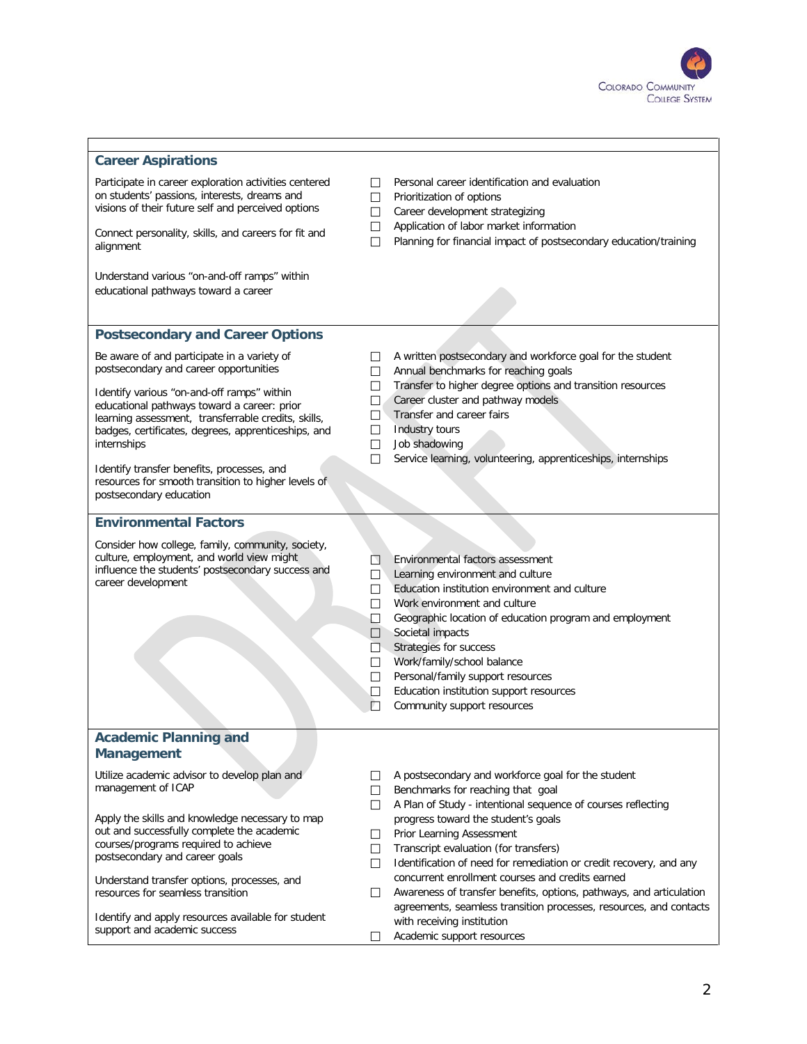## Career Aspirations

| | |
|---|---|
| Participate in career exploration activities centered on students' passions, interests, dreams and visions of their future self and perceived options<br><br>Connect personality, skills, and careers for fit and alignment<br><br>Understand various "on-and-off ramps" within educational pathways toward a career | ☐ Personal career identification and evaluation<br>☐ Prioritization of options<br>☐ Career development strategizing<br>☐ Application of labor market information<br>☐ Planning for financial impact of postsecondary education/training |

## Postsecondary and Career Options

| | |
|---|---|
| Be aware of and participate in a variety of postsecondary and career opportunities<br><br>Identify various "on-and-off ramps" within educational pathways toward a career: prior learning assessment, transferrable credits, skills, badges, certificates, degrees, apprenticeships, and internships<br><br>Identify transfer benefits, processes, and resources for smooth transition to higher levels of postsecondary education | ☐ A written postsecondary and workforce goal for the student<br>☐ Annual benchmarks for reaching goals<br>☐ Transfer to higher degree options and transition resources<br>☐ Career cluster and pathway models<br>☐ Transfer and career fairs<br>☐ Industry tours<br>☐ Job shadowing<br>☐ Service learning, volunteering, apprenticeships, internships |

## Environmental Factors

| | |
|---|---|
| Consider how college, family, community, society, culture, employment, and world view might influence the students' postsecondary success and career development | ☐ Environmental factors assessment<br>☐ Learning environment and culture<br>☐ Education institution environment and culture<br>☐ Work environment and culture<br>☐ Geographic location of education program and employment<br>☐ Societal impacts<br>☐ Strategies for success<br>☐ Work/family/school balance<br>☐ Personal/family support resources<br>☐ Education institution support resources<br>☐ Community support resources |

## Academic Planning and Management

| | |
|---|---|
| Utilize academic advisor to develop plan and management of ICAP<br><br>Apply the skills and knowledge necessary to map out and successfully complete the academic courses/programs required to achieve postsecondary and career goals<br><br>Understand transfer options, processes, and resources for seamless transition<br><br>Identify and apply resources available for student support and academic success | ☐ A postsecondary and workforce goal for the student<br>☐ Benchmarks for reaching that goal<br>☐ A Plan of Study - intentional sequence of courses reflecting progress toward the student's goals<br>☐ Prior Learning Assessment<br>☐ Transcript evaluation (for transfers)<br>☐ Identification of need for remediation or credit recovery, and any concurrent enrollment courses and credits earned<br>☐ Awareness of transfer benefits, options, pathways, and articulation agreements, seamless transition processes, resources, and contacts with receiving institution<br>☐ Academic support resources |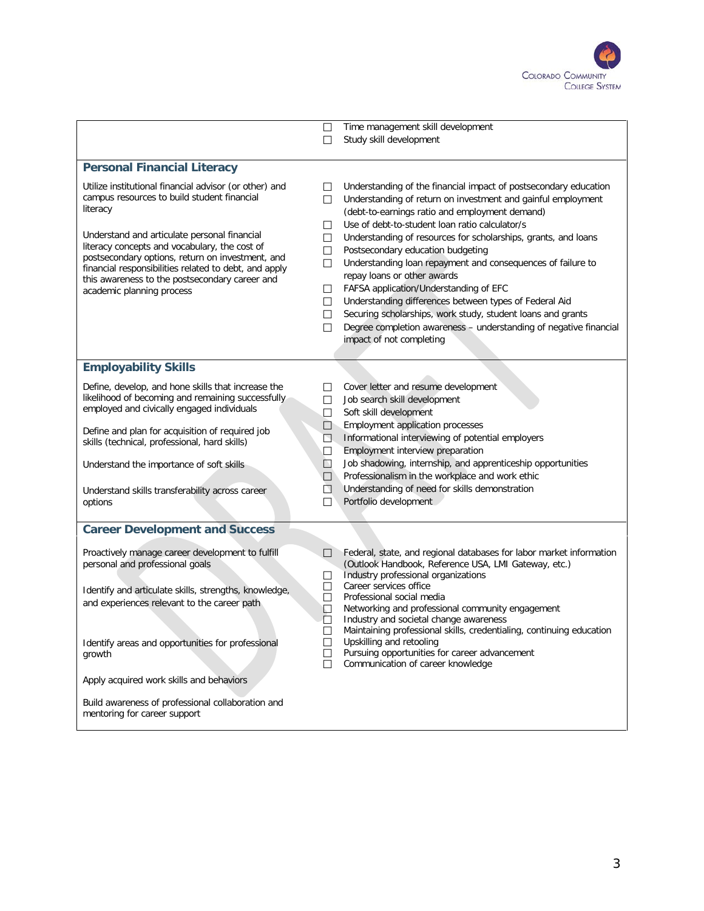| | |
|---|---|
| | ☐ Time management skill development<br>☐ Study skill development |
| **Personal Financial Literacy** | |
| Utilize institutional financial advisor (or other) and campus resources to build student financial literacy<br><br>Understand and articulate personal financial literacy concepts and vocabulary, the cost of postsecondary options, return on investment, and financial responsibilities related to debt, and apply this awareness to the postsecondary career and academic planning process | ☐ Understanding of the financial impact of postsecondary education<br>☐ Understanding of return on investment and gainful employment (debt-to-earnings ratio and employment demand)<br>☐ Use of debt-to-student loan ratio calculator/s<br>☐ Understanding of resources for scholarships, grants, and loans<br>☐ Postsecondary education budgeting<br>☐ Understanding loan repayment and consequences of failure to repay loans or other awards<br>☐ FAFSA application/Understanding of EFC<br>☐ Understanding differences between types of Federal Aid<br>☐ Securing scholarships, work study, student loans and grants<br>☐ Degree completion awareness – understanding of negative financial impact of not completing |
| **Employability Skills** | |
| Define, develop, and hone skills that increase the likelihood of becoming and remaining successfully employed and civically engaged individuals<br><br>Define and plan for acquisition of required job skills (technical, professional, hard skills)<br><br>Understand the importance of soft skills<br><br>Understand skills transferability across career options | ☐ Cover letter and resume development<br>☐ Job search skill development<br>☐ Soft skill development<br>☐ Employment application processes<br>☐ Informational interviewing of potential employers<br>☐ Employment interview preparation<br>☐ Job shadowing, internship, and apprenticeship opportunities<br>☐ Professionalism in the workplace and work ethic<br>☐ Understanding of need for skills demonstration<br>☐ Portfolio development |
| **Career Development and Success** | |
| Proactively manage career development to fulfill personal and professional goals<br><br>Identify and articulate skills, strengths, knowledge, and experiences relevant to the career path<br><br>Identify areas and opportunities for professional growth<br><br>Apply acquired work skills and behaviors<br><br>Build awareness of professional collaboration and mentoring for career support | ☐ Federal, state, and regional databases for labor market information (Outlook Handbook, Reference USA, LMI Gateway, etc.)<br>☐ Industry professional organizations<br>☐ Career services office<br>☐ Professional social media<br>☐ Networking and professional community engagement<br>☐ Industry and societal change awareness<br>☐ Maintaining professional skills, credentialing, continuing education<br>☐ Upskilling and retooling<br>☐ Pursuing opportunities for career advancement<br>☐ Communication of career knowledge |